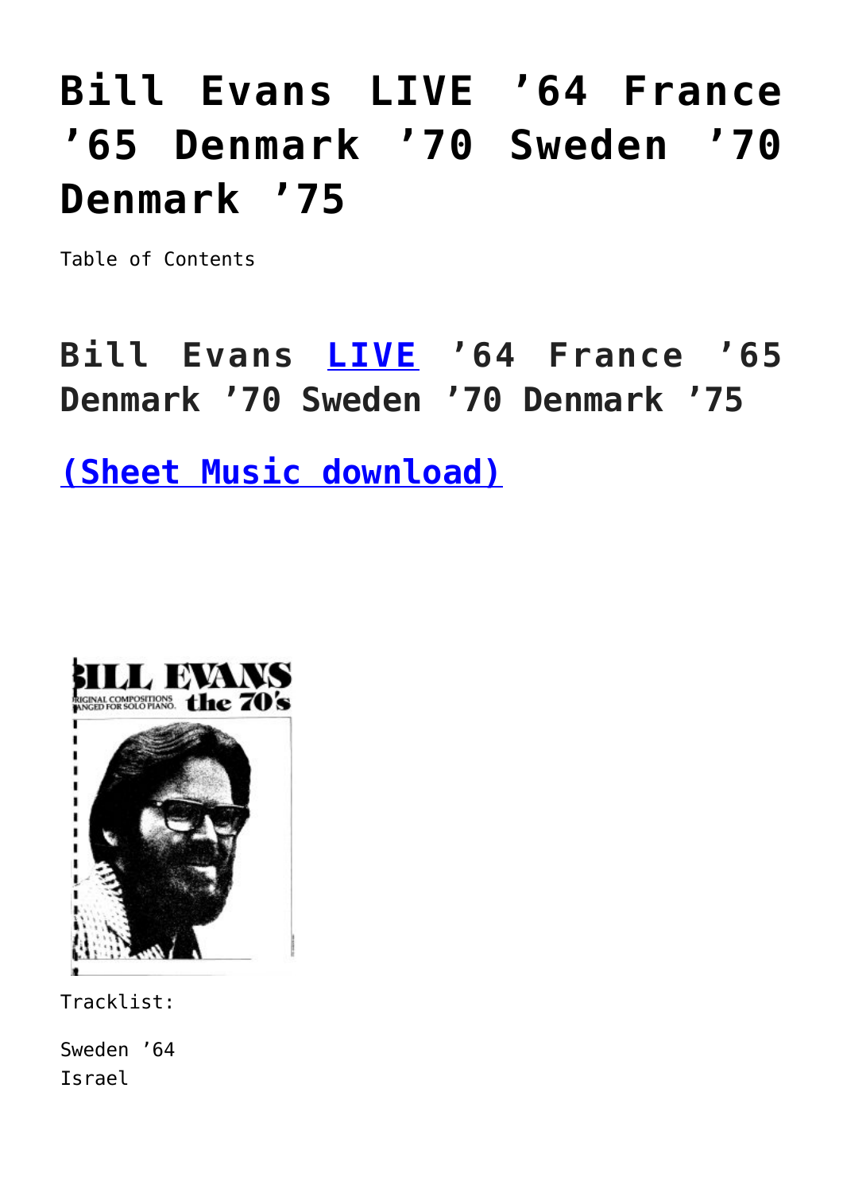# Bill Evans LIVE ’64 France ’65 Denmark ’70 Sweden ’70 Denmark ’75

Table of Contents

## Bill Evans LIVE ’64 France ’65 Denmark ’70 Sweden ’70 Denmark ’75

## (Sheet Music download)

Tracklist:

Sweden ’64
Israel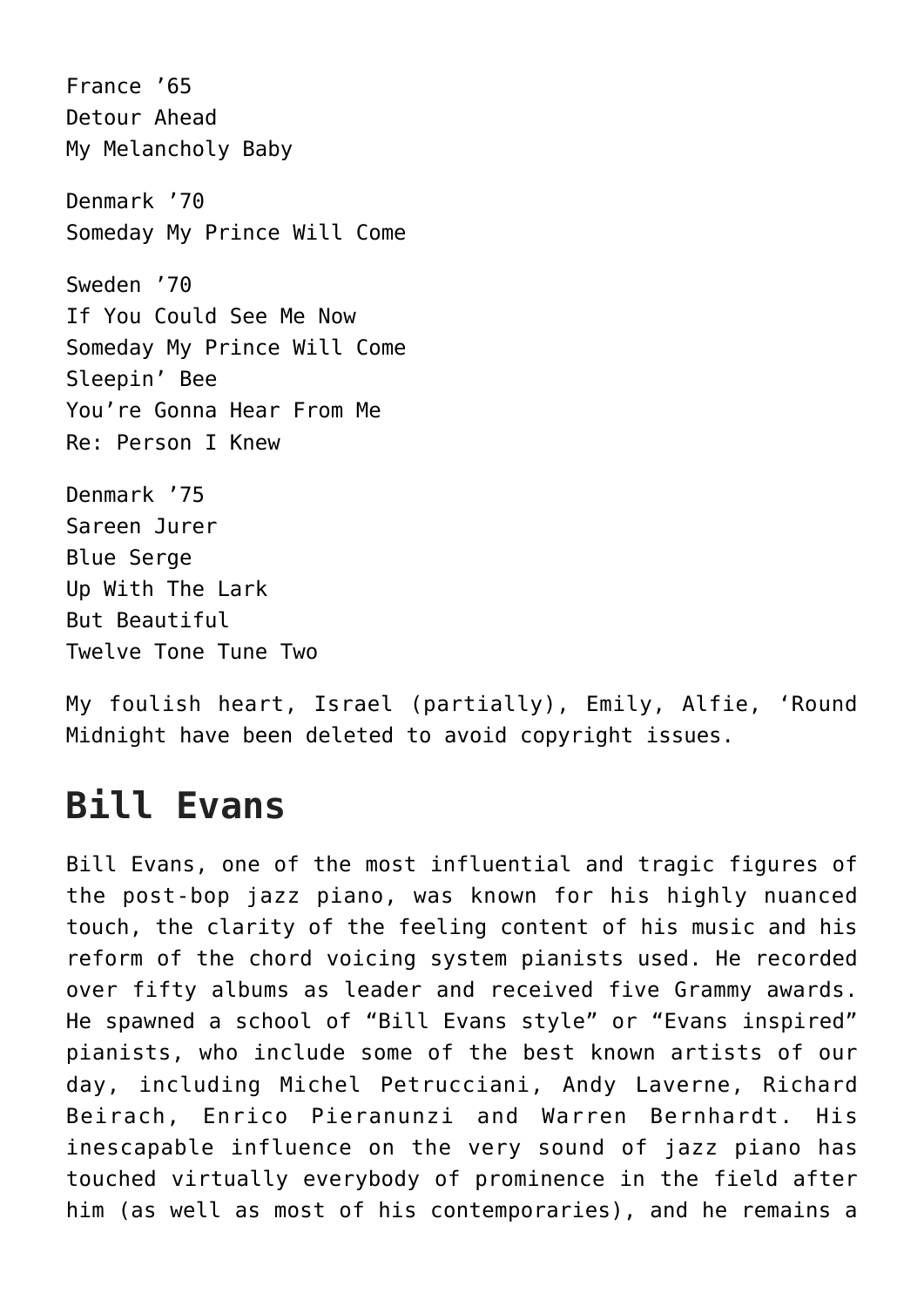France ’65
Detour Ahead
My Melancholy Baby

Denmark ’70
Someday My Prince Will Come

Sweden ’70
If You Could See Me Now
Someday My Prince Will Come
Sleepin’ Bee
You’re Gonna Hear From Me
Re: Person I Knew

Denmark ’75
Sareen Jurer
Blue Serge
Up With The Lark
But Beautiful
Twelve Tone Tune Two

My foulish heart, Israel (partially), Emily, Alfie, ‘Round Midnight have been deleted to avoid copyright issues.

## Bill Evans

Bill Evans, one of the most influential and tragic figures of the post-bop jazz piano, was known for his highly nuanced touch, the clarity of the feeling content of his music and his reform of the chord voicing system pianists used. He recorded over fifty albums as leader and received five Grammy awards. He spawned a school of “Bill Evans style” or “Evans inspired” pianists, who include some of the best known artists of our day, including Michel Petrucciani, Andy Laverne, Richard Beirach, Enrico Pieranunzi and Warren Bernhardt. His inescapable influence on the very sound of jazz piano has touched virtually everybody of prominence in the field after him (as well as most of his contemporaries), and he remains a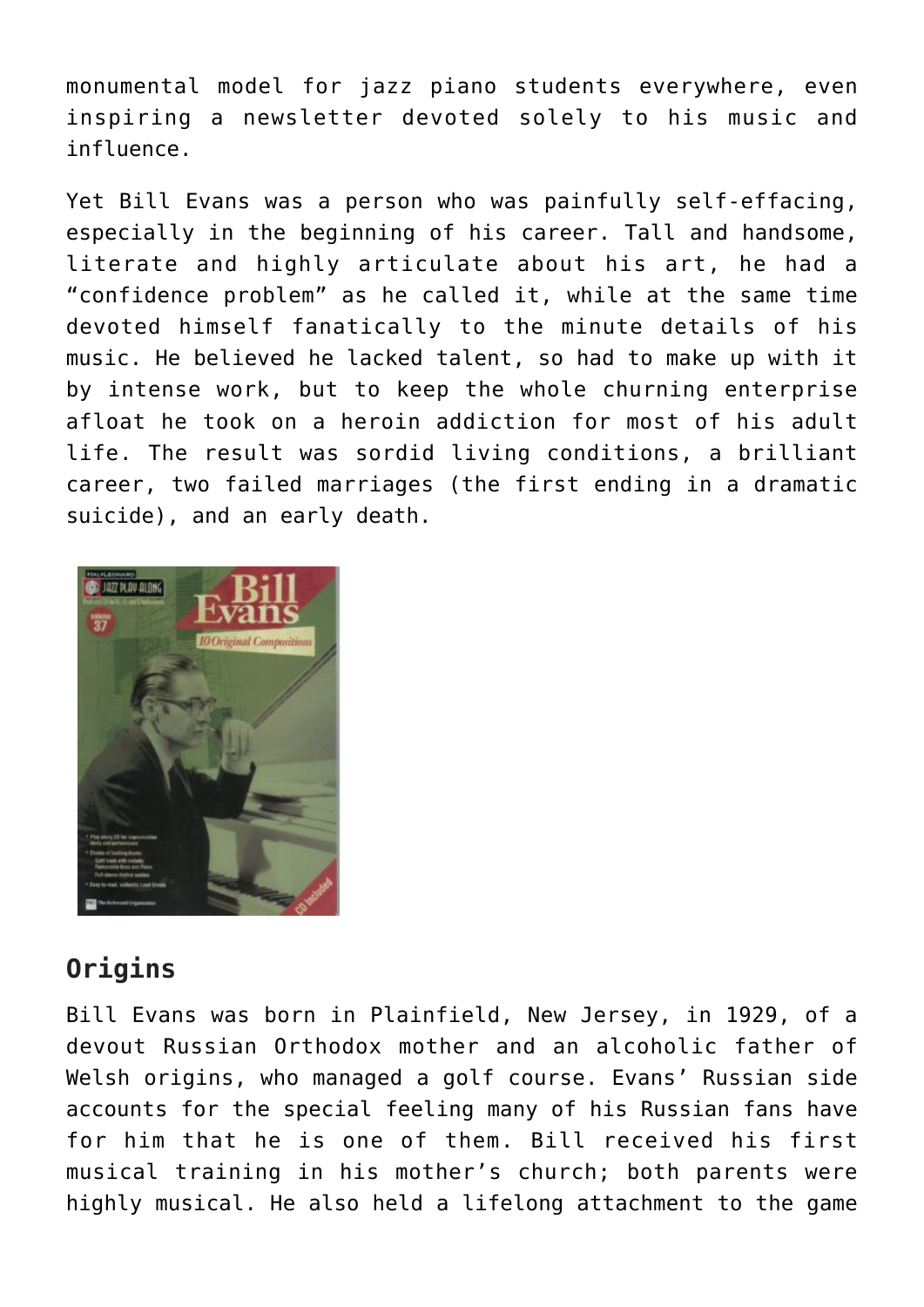monumental model for jazz piano students everywhere, even inspiring a newsletter devoted solely to his music and influence.

Yet Bill Evans was a person who was painfully self-effacing, especially in the beginning of his career. Tall and handsome, literate and highly articulate about his art, he had a "confidence problem" as he called it, while at the same time devoted himself fanatically to the minute details of his music. He believed he lacked talent, so had to make up with it by intense work, but to keep the whole churning enterprise afloat he took on a heroin addiction for most of his adult life. The result was sordid living conditions, a brilliant career, two failed marriages (the first ending in a dramatic suicide), and an early death.

## Origins

Bill Evans was born in Plainfield, New Jersey, in 1929, of a devout Russian Orthodox mother and an alcoholic father of Welsh origins, who managed a golf course. Evans' Russian side accounts for the special feeling many of his Russian fans have for him that he is one of them. Bill received his first musical training in his mother's church; both parents were highly musical. He also held a lifelong attachment to the game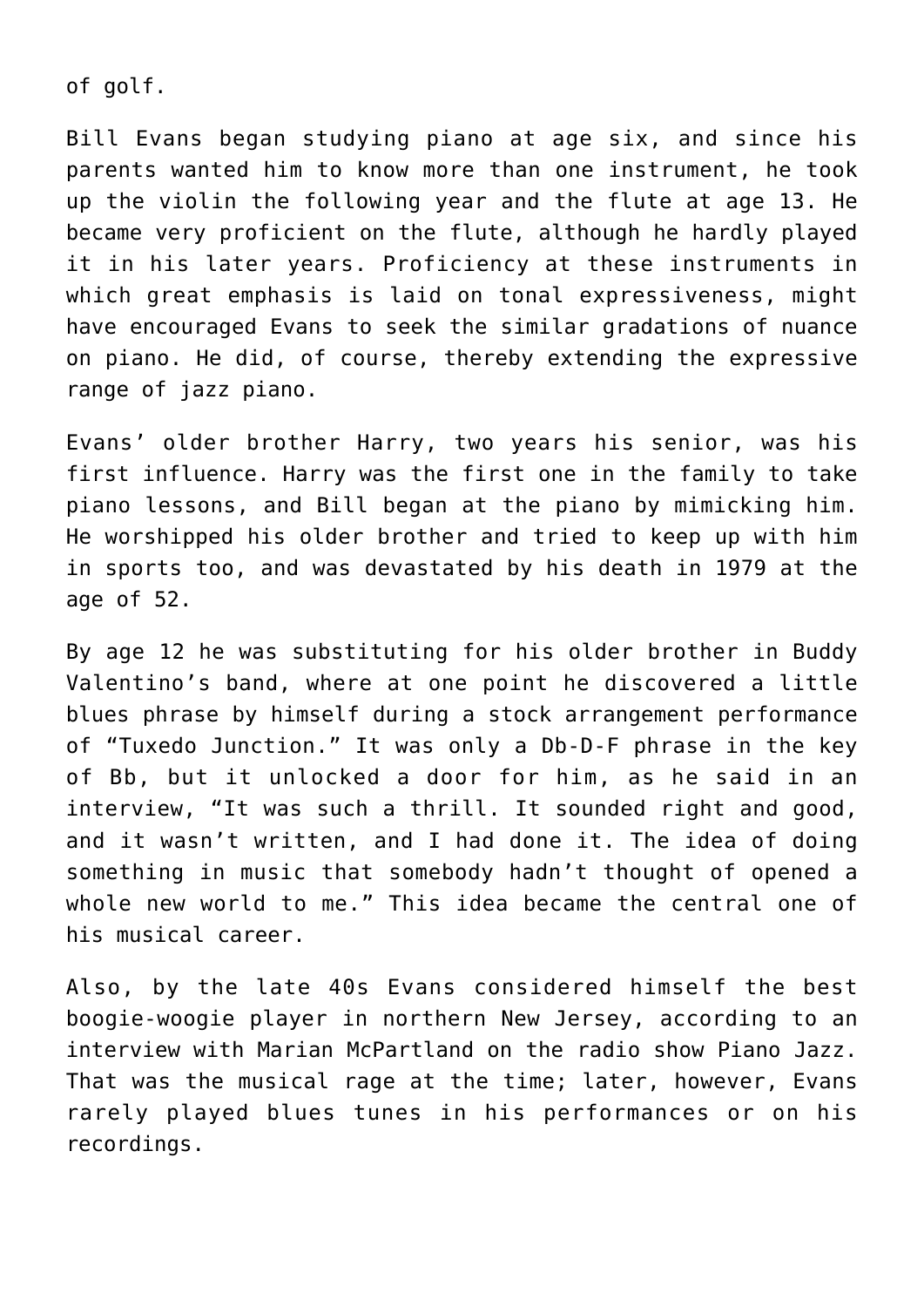of golf.

Bill Evans began studying piano at age six, and since his parents wanted him to know more than one instrument, he took up the violin the following year and the flute at age 13. He became very proficient on the flute, although he hardly played it in his later years. Proficiency at these instruments in which great emphasis is laid on tonal expressiveness, might have encouraged Evans to seek the similar gradations of nuance on piano. He did, of course, thereby extending the expressive range of jazz piano.

Evans' older brother Harry, two years his senior, was his first influence. Harry was the first one in the family to take piano lessons, and Bill began at the piano by mimicking him. He worshipped his older brother and tried to keep up with him in sports too, and was devastated by his death in 1979 at the age of 52.

By age 12 he was substituting for his older brother in Buddy Valentino's band, where at one point he discovered a little blues phrase by himself during a stock arrangement performance of "Tuxedo Junction." It was only a Db-D-F phrase in the key of Bb, but it unlocked a door for him, as he said in an interview, "It was such a thrill. It sounded right and good, and it wasn't written, and I had done it. The idea of doing something in music that somebody hadn't thought of opened a whole new world to me." This idea became the central one of his musical career.

Also, by the late 40s Evans considered himself the best boogie-woogie player in northern New Jersey, according to an interview with Marian McPartland on the radio show Piano Jazz. That was the musical rage at the time; later, however, Evans rarely played blues tunes in his performances or on his recordings.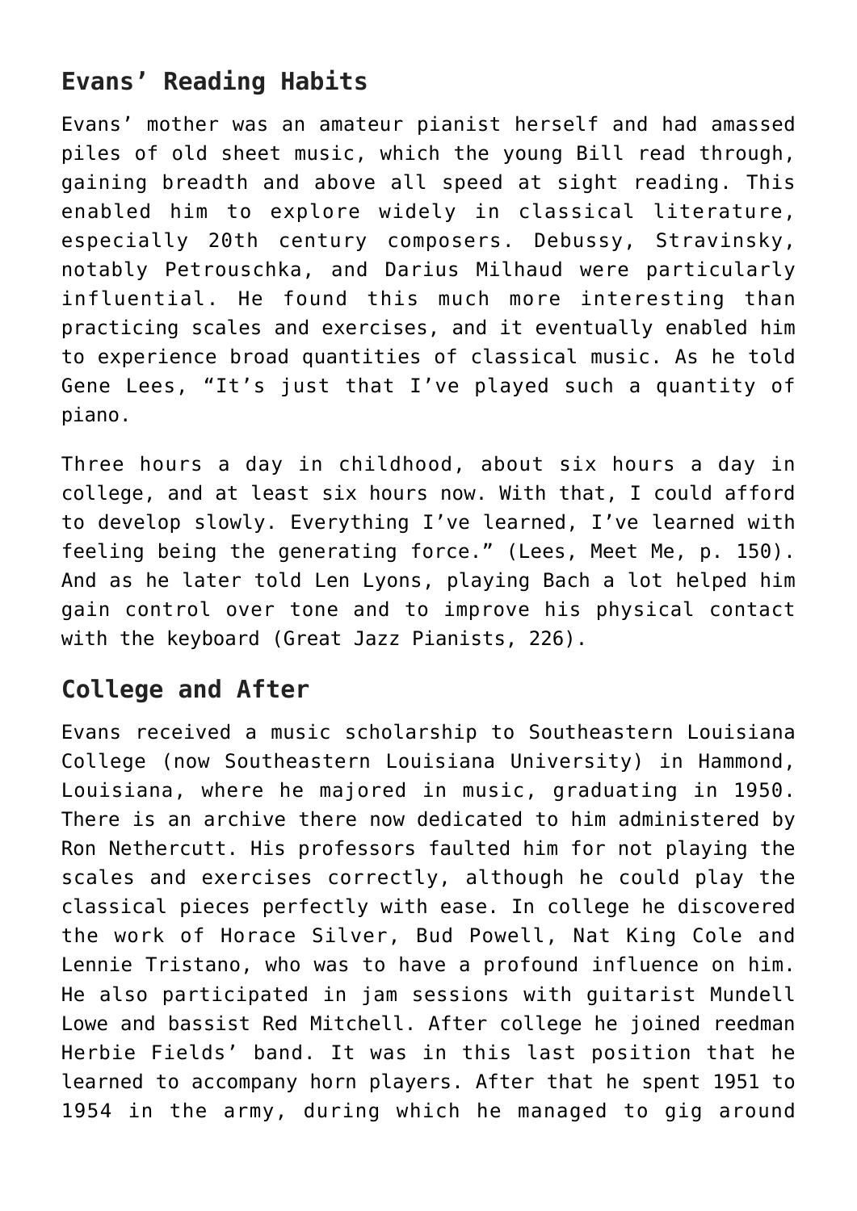## Evans' Reading Habits

Evans' mother was an amateur pianist herself and had amassed piles of old sheet music, which the young Bill read through, gaining breadth and above all speed at sight reading. This enabled him to explore widely in classical literature, especially 20th century composers. Debussy, Stravinsky, notably Petrouschka, and Darius Milhaud were particularly influential. He found this much more interesting than practicing scales and exercises, and it eventually enabled him to experience broad quantities of classical music. As he told Gene Lees, "It's just that I've played such a quantity of piano.

Three hours a day in childhood, about six hours a day in college, and at least six hours now. With that, I could afford to develop slowly. Everything I've learned, I've learned with feeling being the generating force." (Lees, Meet Me, p. 150). And as he later told Len Lyons, playing Bach a lot helped him gain control over tone and to improve his physical contact with the keyboard (Great Jazz Pianists, 226).

## College and After

Evans received a music scholarship to Southeastern Louisiana College (now Southeastern Louisiana University) in Hammond, Louisiana, where he majored in music, graduating in 1950. There is an archive there now dedicated to him administered by Ron Nethercutt. His professors faulted him for not playing the scales and exercises correctly, although he could play the classical pieces perfectly with ease. In college he discovered the work of Horace Silver, Bud Powell, Nat King Cole and Lennie Tristano, who was to have a profound influence on him. He also participated in jam sessions with guitarist Mundell Lowe and bassist Red Mitchell. After college he joined reedman Herbie Fields' band. It was in this last position that he learned to accompany horn players. After that he spent 1951 to 1954 in the army, during which he managed to gig around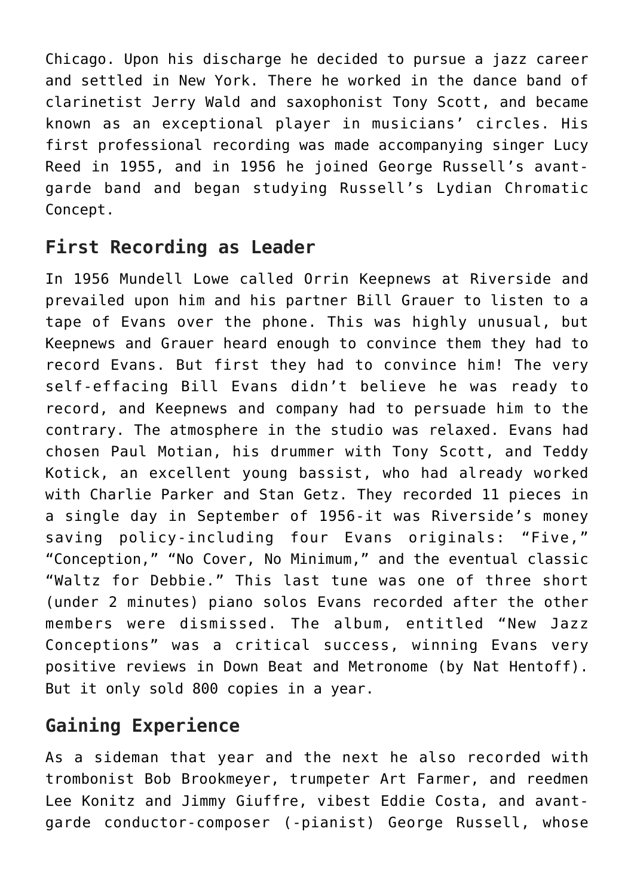Chicago. Upon his discharge he decided to pursue a jazz career and settled in New York. There he worked in the dance band of clarinetist Jerry Wald and saxophonist Tony Scott, and became known as an exceptional player in musicians' circles. His first professional recording was made accompanying singer Lucy Reed in 1955, and in 1956 he joined George Russell's avant-garde band and began studying Russell's Lydian Chromatic Concept.

## First Recording as Leader

In 1956 Mundell Lowe called Orrin Keepnews at Riverside and prevailed upon him and his partner Bill Grauer to listen to a tape of Evans over the phone. This was highly unusual, but Keepnews and Grauer heard enough to convince them they had to record Evans. But first they had to convince him! The very self-effacing Bill Evans didn't believe he was ready to record, and Keepnews and company had to persuade him to the contrary. The atmosphere in the studio was relaxed. Evans had chosen Paul Motian, his drummer with Tony Scott, and Teddy Kotick, an excellent young bassist, who had already worked with Charlie Parker and Stan Getz. They recorded 11 pieces in a single day in September of 1956-it was Riverside's money saving policy-including four Evans originals: "Five," "Conception," "No Cover, No Minimum," and the eventual classic "Waltz for Debbie." This last tune was one of three short (under 2 minutes) piano solos Evans recorded after the other members were dismissed. The album, entitled "New Jazz Conceptions" was a critical success, winning Evans very positive reviews in Down Beat and Metronome (by Nat Hentoff). But it only sold 800 copies in a year.

## Gaining Experience

As a sideman that year and the next he also recorded with trombonist Bob Brookmeyer, trumpeter Art Farmer, and reedmen Lee Konitz and Jimmy Giuffre, vibest Eddie Costa, and avant-garde conductor-composer (-pianist) George Russell, whose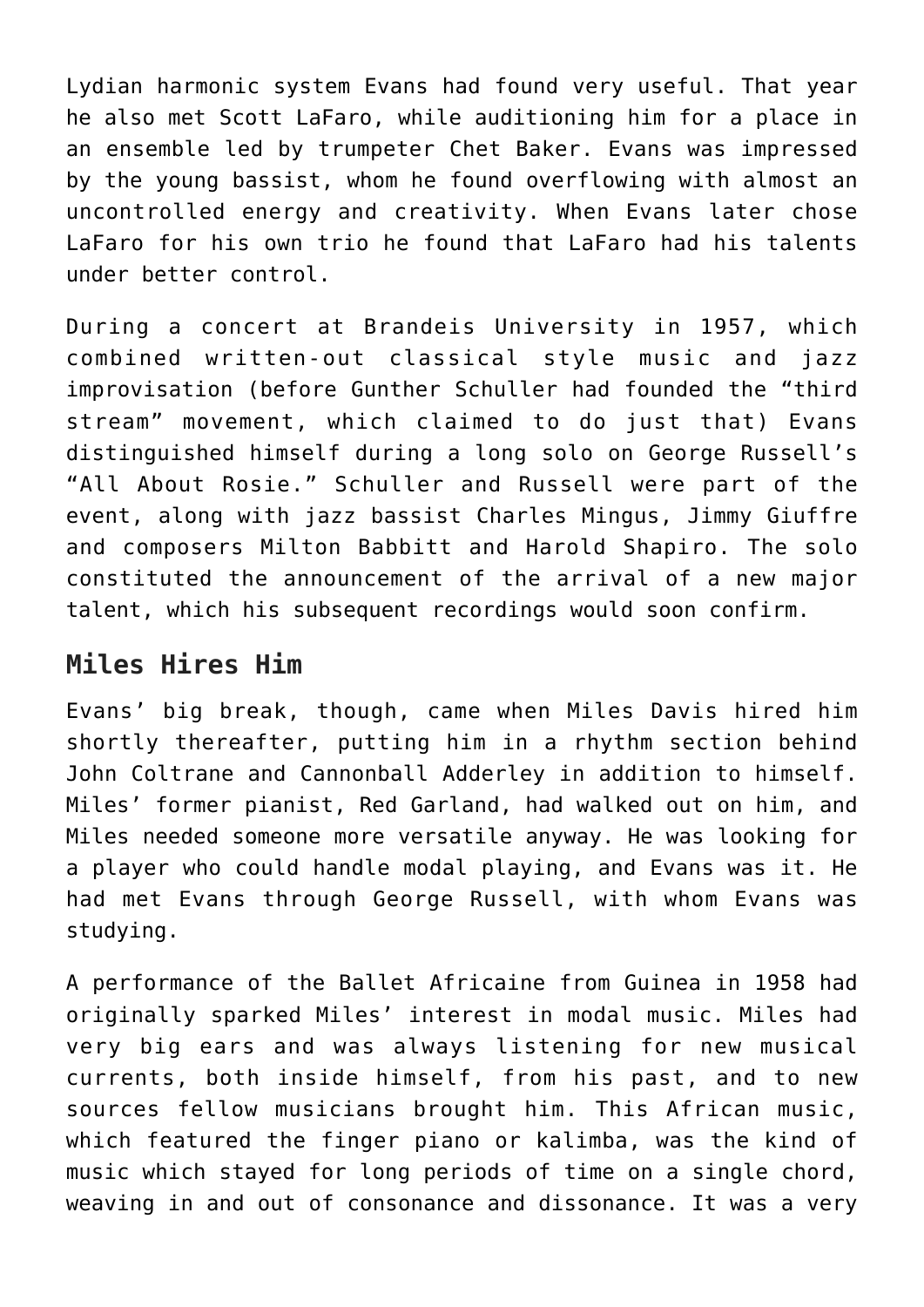Lydian harmonic system Evans had found very useful. That year he also met Scott LaFaro, while auditioning him for a place in an ensemble led by trumpeter Chet Baker. Evans was impressed by the young bassist, whom he found overflowing with almost an uncontrolled energy and creativity. When Evans later chose LaFaro for his own trio he found that LaFaro had his talents under better control.

During a concert at Brandeis University in 1957, which combined written-out classical style music and jazz improvisation (before Gunther Schuller had founded the "third stream" movement, which claimed to do just that) Evans distinguished himself during a long solo on George Russell's "All About Rosie." Schuller and Russell were part of the event, along with jazz bassist Charles Mingus, Jimmy Giuffre and composers Milton Babbitt and Harold Shapiro. The solo constituted the announcement of the arrival of a new major talent, which his subsequent recordings would soon confirm.

## Miles Hires Him

Evans' big break, though, came when Miles Davis hired him shortly thereafter, putting him in a rhythm section behind John Coltrane and Cannonball Adderley in addition to himself. Miles' former pianist, Red Garland, had walked out on him, and Miles needed someone more versatile anyway. He was looking for a player who could handle modal playing, and Evans was it. He had met Evans through George Russell, with whom Evans was studying.

A performance of the Ballet Africaine from Guinea in 1958 had originally sparked Miles' interest in modal music. Miles had very big ears and was always listening for new musical currents, both inside himself, from his past, and to new sources fellow musicians brought him. This African music, which featured the finger piano or kalimba, was the kind of music which stayed for long periods of time on a single chord, weaving in and out of consonance and dissonance. It was a very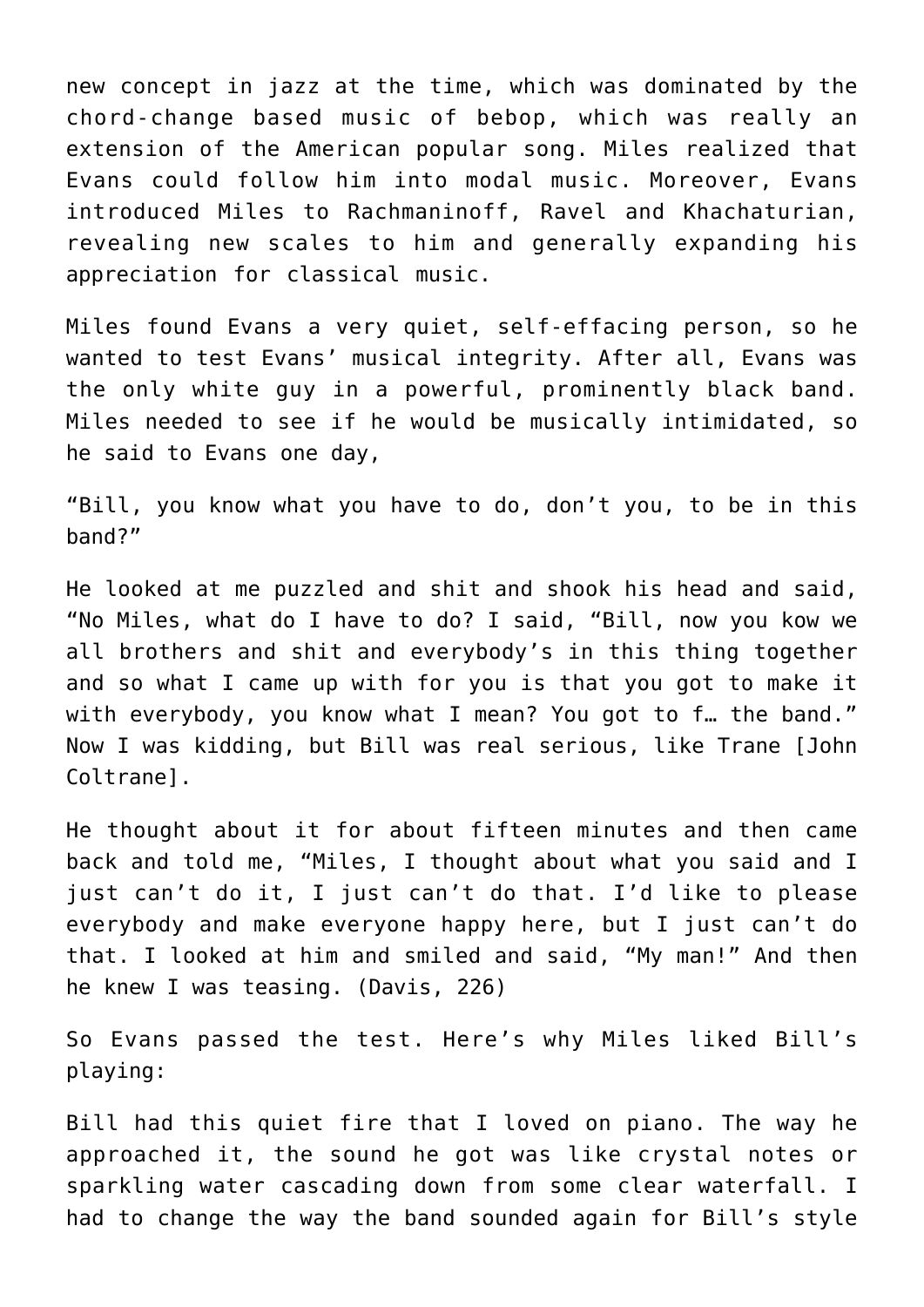new concept in jazz at the time, which was dominated by the chord-change based music of bebop, which was really an extension of the American popular song. Miles realized that Evans could follow him into modal music. Moreover, Evans introduced Miles to Rachmaninoff, Ravel and Khachaturian, revealing new scales to him and generally expanding his appreciation for classical music.

Miles found Evans a very quiet, self-effacing person, so he wanted to test Evans' musical integrity. After all, Evans was the only white guy in a powerful, prominently black band. Miles needed to see if he would be musically intimidated, so he said to Evans one day,

"Bill, you know what you have to do, don't you, to be in this band?"

He looked at me puzzled and shit and shook his head and said, "No Miles, what do I have to do? I said, "Bill, now you kow we all brothers and shit and everybody's in this thing together and so what I came up with for you is that you got to make it with everybody, you know what I mean? You got to f… the band." Now I was kidding, but Bill was real serious, like Trane [John Coltrane].

He thought about it for about fifteen minutes and then came back and told me, "Miles, I thought about what you said and I just can't do it, I just can't do that. I'd like to please everybody and make everyone happy here, but I just can't do that. I looked at him and smiled and said, "My man!" And then he knew I was teasing. (Davis, 226)

So Evans passed the test. Here's why Miles liked Bill's playing:

Bill had this quiet fire that I loved on piano. The way he approached it, the sound he got was like crystal notes or sparkling water cascading down from some clear waterfall. I had to change the way the band sounded again for Bill's style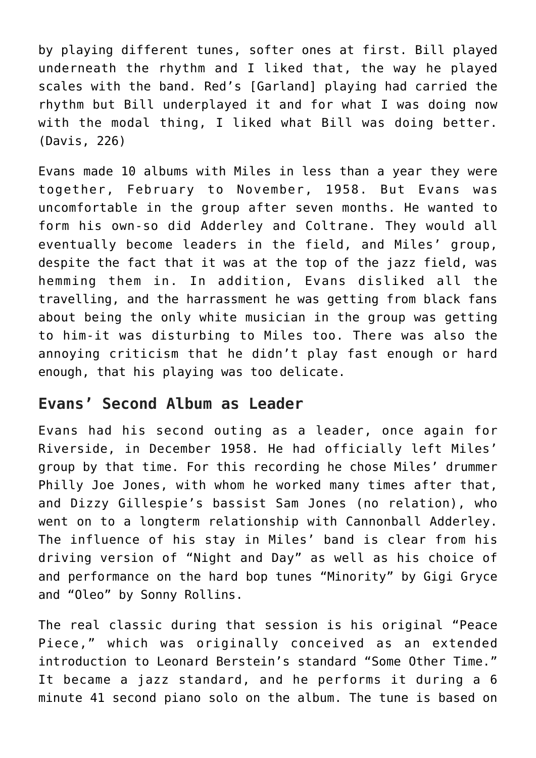by playing different tunes, softer ones at first. Bill played underneath the rhythm and I liked that, the way he played scales with the band. Red's [Garland] playing had carried the rhythm but Bill underplayed it and for what I was doing now with the modal thing, I liked what Bill was doing better. (Davis, 226)

Evans made 10 albums with Miles in less than a year they were together, February to November, 1958. But Evans was uncomfortable in the group after seven months. He wanted to form his own-so did Adderley and Coltrane. They would all eventually become leaders in the field, and Miles' group, despite the fact that it was at the top of the jazz field, was hemming them in. In addition, Evans disliked all the travelling, and the harrassment he was getting from black fans about being the only white musician in the group was getting to him-it was disturbing to Miles too. There was also the annoying criticism that he didn't play fast enough or hard enough, that his playing was too delicate.

## Evans' Second Album as Leader

Evans had his second outing as a leader, once again for Riverside, in December 1958. He had officially left Miles' group by that time. For this recording he chose Miles' drummer Philly Joe Jones, with whom he worked many times after that, and Dizzy Gillespie's bassist Sam Jones (no relation), who went on to a longterm relationship with Cannonball Adderley. The influence of his stay in Miles' band is clear from his driving version of "Night and Day" as well as his choice of and performance on the hard bop tunes "Minority" by Gigi Gryce and "Oleo" by Sonny Rollins.

The real classic during that session is his original "Peace Piece," which was originally conceived as an extended introduction to Leonard Berstein's standard "Some Other Time." It became a jazz standard, and he performs it during a 6 minute 41 second piano solo on the album. The tune is based on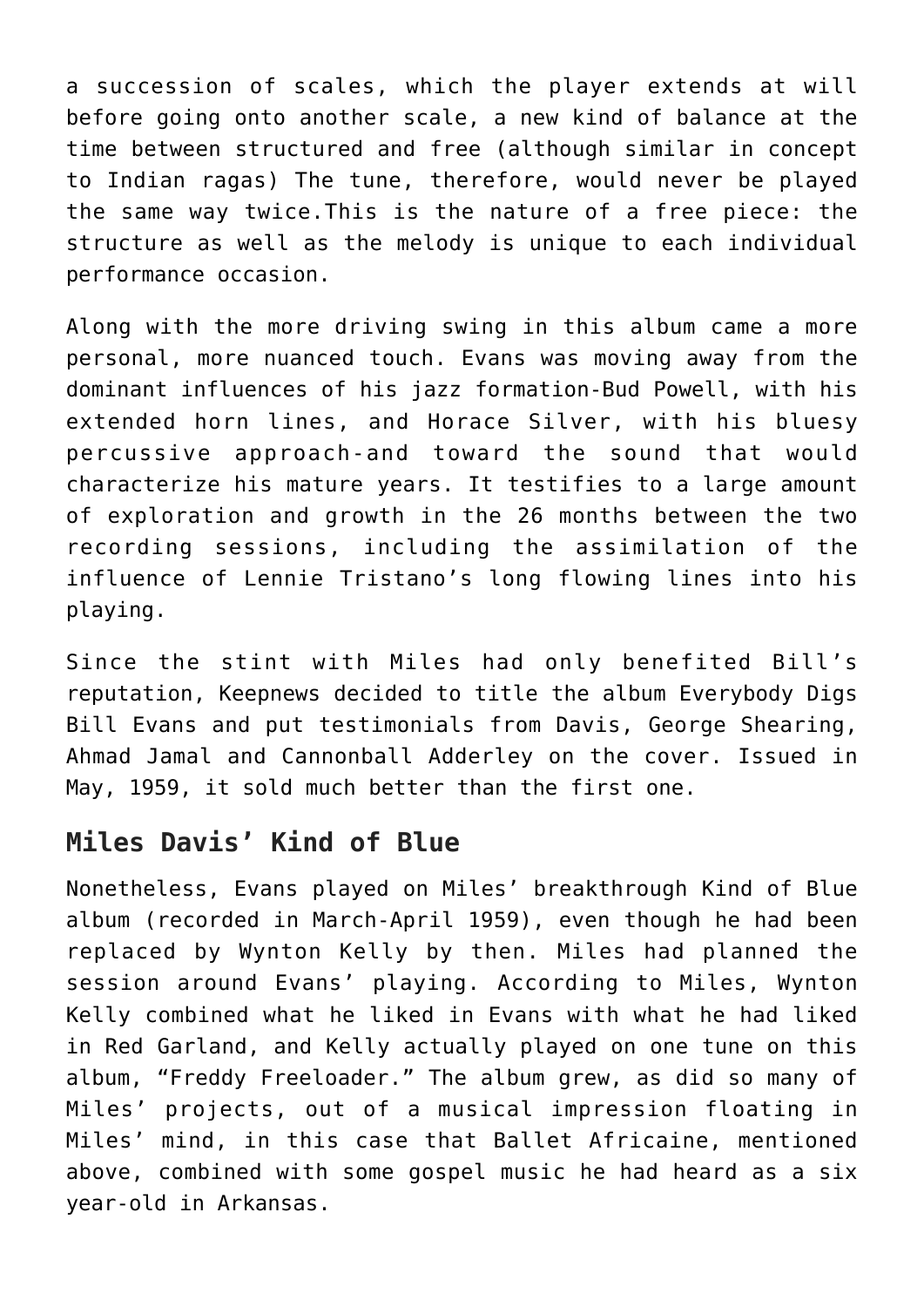a succession of scales, which the player extends at will before going onto another scale, a new kind of balance at the time between structured and free (although similar in concept to Indian ragas) The tune, therefore, would never be played the same way twice.This is the nature of a free piece: the structure as well as the melody is unique to each individual performance occasion.

Along with the more driving swing in this album came a more personal, more nuanced touch. Evans was moving away from the dominant influences of his jazz formation-Bud Powell, with his extended horn lines, and Horace Silver, with his bluesy percussive approach-and toward the sound that would characterize his mature years. It testifies to a large amount of exploration and growth in the 26 months between the two recording sessions, including the assimilation of the influence of Lennie Tristano's long flowing lines into his playing.

Since the stint with Miles had only benefited Bill's reputation, Keepnews decided to title the album Everybody Digs Bill Evans and put testimonials from Davis, George Shearing, Ahmad Jamal and Cannonball Adderley on the cover. Issued in May, 1959, it sold much better than the first one.

## Miles Davis' Kind of Blue

Nonetheless, Evans played on Miles' breakthrough Kind of Blue album (recorded in March-April 1959), even though he had been replaced by Wynton Kelly by then. Miles had planned the session around Evans' playing. According to Miles, Wynton Kelly combined what he liked in Evans with what he had liked in Red Garland, and Kelly actually played on one tune on this album, "Freddy Freeloader." The album grew, as did so many of Miles' projects, out of a musical impression floating in Miles' mind, in this case that Ballet Africaine, mentioned above, combined with some gospel music he had heard as a six year-old in Arkansas.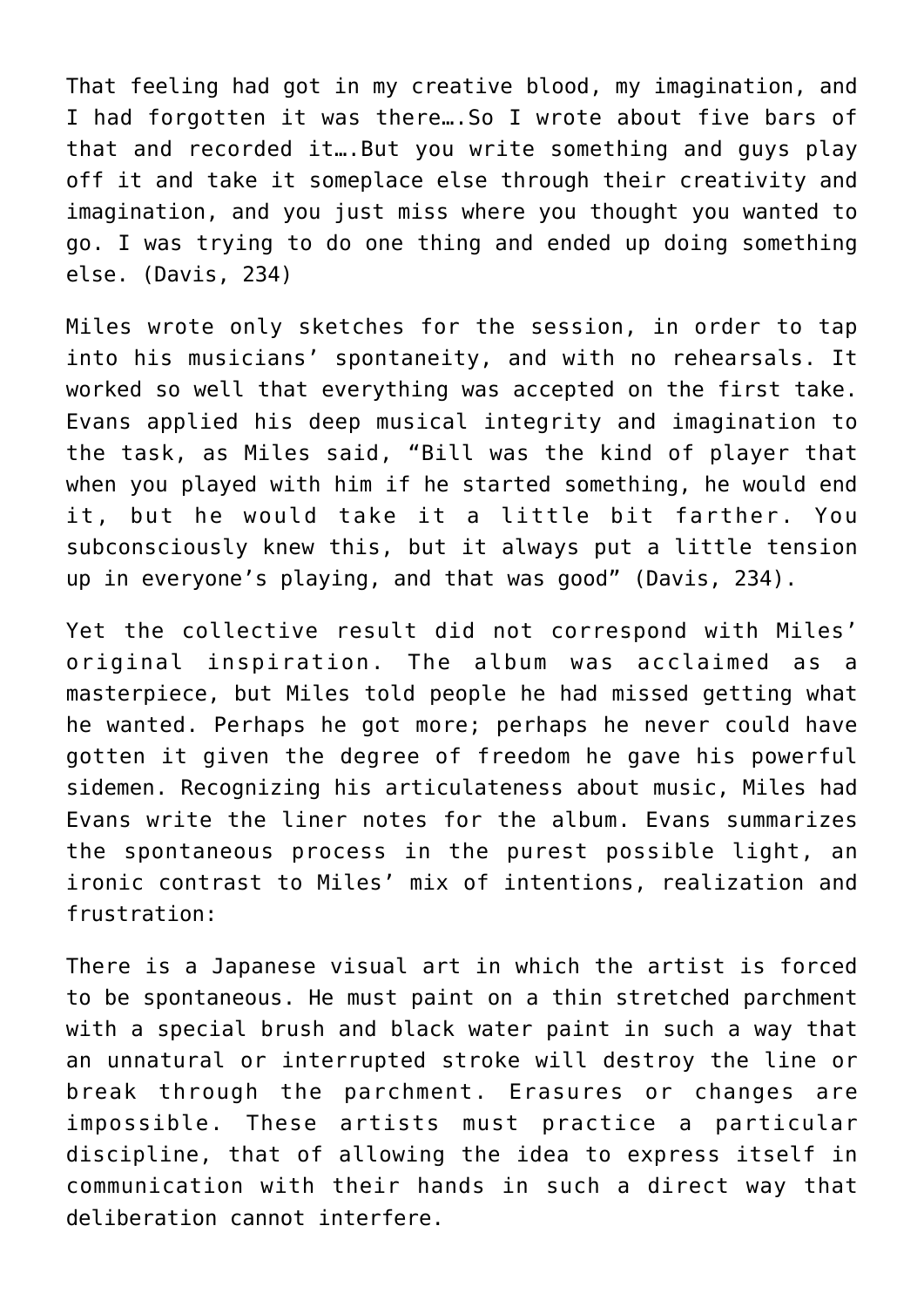That feeling had got in my creative blood, my imagination, and I had forgotten it was there….So I wrote about five bars of that and recorded it….But you write something and guys play off it and take it someplace else through their creativity and imagination, and you just miss where you thought you wanted to go. I was trying to do one thing and ended up doing something else. (Davis, 234)

Miles wrote only sketches for the session, in order to tap into his musicians' spontaneity, and with no rehearsals. It worked so well that everything was accepted on the first take. Evans applied his deep musical integrity and imagination to the task, as Miles said, "Bill was the kind of player that when you played with him if he started something, he would end it, but he would take it a little bit farther. You subconsciously knew this, but it always put a little tension up in everyone's playing, and that was good" (Davis, 234).

Yet the collective result did not correspond with Miles' original inspiration. The album was acclaimed as a masterpiece, but Miles told people he had missed getting what he wanted. Perhaps he got more; perhaps he never could have gotten it given the degree of freedom he gave his powerful sidemen. Recognizing his articulateness about music, Miles had Evans write the liner notes for the album. Evans summarizes the spontaneous process in the purest possible light, an ironic contrast to Miles' mix of intentions, realization and frustration:

There is a Japanese visual art in which the artist is forced to be spontaneous. He must paint on a thin stretched parchment with a special brush and black water paint in such a way that an unnatural or interrupted stroke will destroy the line or break through the parchment. Erasures or changes are impossible. These artists must practice a particular discipline, that of allowing the idea to express itself in communication with their hands in such a direct way that deliberation cannot interfere.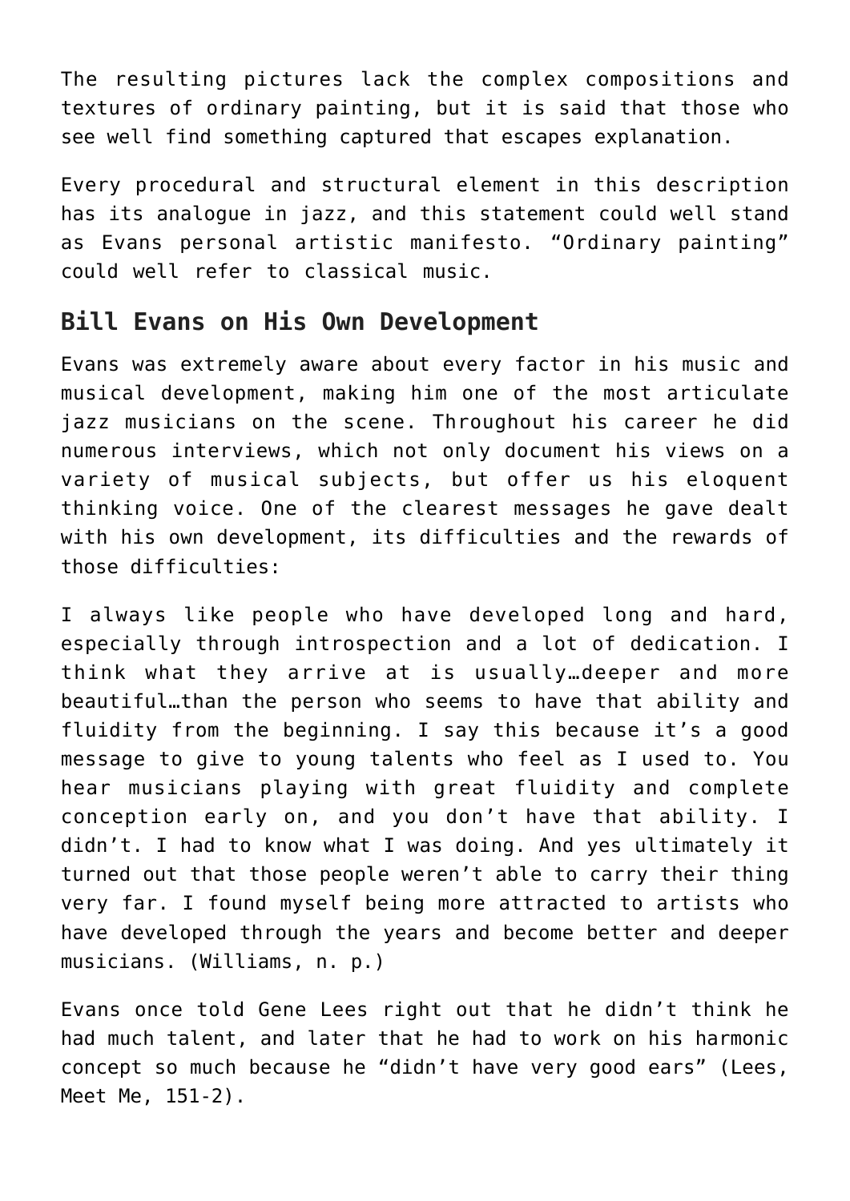The resulting pictures lack the complex compositions and textures of ordinary painting, but it is said that those who see well find something captured that escapes explanation.

Every procedural and structural element in this description has its analogue in jazz, and this statement could well stand as Evans personal artistic manifesto. "Ordinary painting" could well refer to classical music.

## Bill Evans on His Own Development

Evans was extremely aware about every factor in his music and musical development, making him one of the most articulate jazz musicians on the scene. Throughout his career he did numerous interviews, which not only document his views on a variety of musical subjects, but offer us his eloquent thinking voice. One of the clearest messages he gave dealt with his own development, its difficulties and the rewards of those difficulties:

I always like people who have developed long and hard, especially through introspection and a lot of dedication. I think what they arrive at is usually…deeper and more beautiful…than the person who seems to have that ability and fluidity from the beginning. I say this because it's a good message to give to young talents who feel as I used to. You hear musicians playing with great fluidity and complete conception early on, and you don't have that ability. I didn't. I had to know what I was doing. And yes ultimately it turned out that those people weren't able to carry their thing very far. I found myself being more attracted to artists who have developed through the years and become better and deeper musicians. (Williams, n. p.)

Evans once told Gene Lees right out that he didn't think he had much talent, and later that he had to work on his harmonic concept so much because he "didn't have very good ears" (Lees, Meet Me, 151-2).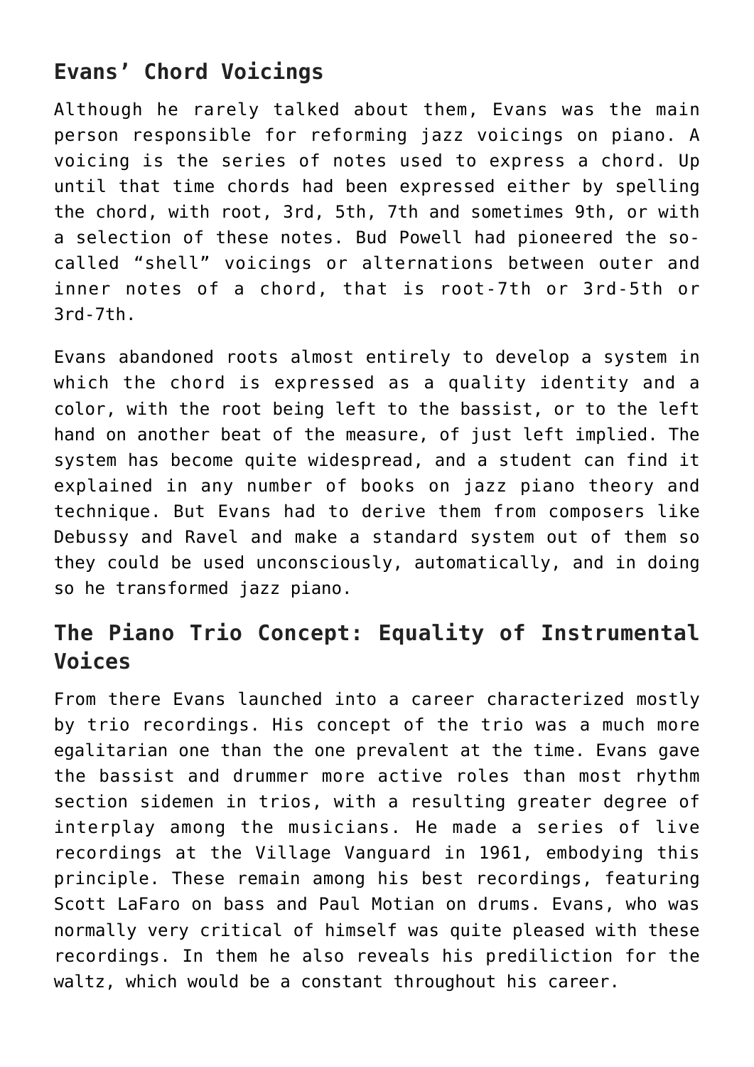## Evans' Chord Voicings

Although he rarely talked about them, Evans was the main person responsible for reforming jazz voicings on piano. A voicing is the series of notes used to express a chord. Up until that time chords had been expressed either by spelling the chord, with root, 3rd, 5th, 7th and sometimes 9th, or with a selection of these notes. Bud Powell had pioneered the so-called "shell" voicings or alternations between outer and inner notes of a chord, that is root-7th or 3rd-5th or 3rd-7th.

Evans abandoned roots almost entirely to develop a system in which the chord is expressed as a quality identity and a color, with the root being left to the bassist, or to the left hand on another beat of the measure, of just left implied. The system has become quite widespread, and a student can find it explained in any number of books on jazz piano theory and technique. But Evans had to derive them from composers like Debussy and Ravel and make a standard system out of them so they could be used unconsciously, automatically, and in doing so he transformed jazz piano.

## The Piano Trio Concept: Equality of Instrumental Voices

From there Evans launched into a career characterized mostly by trio recordings. His concept of the trio was a much more egalitarian one than the one prevalent at the time. Evans gave the bassist and drummer more active roles than most rhythm section sidemen in trios, with a resulting greater degree of interplay among the musicians. He made a series of live recordings at the Village Vanguard in 1961, embodying this principle. These remain among his best recordings, featuring Scott LaFaro on bass and Paul Motian on drums. Evans, who was normally very critical of himself was quite pleased with these recordings. In them he also reveals his prediliction for the waltz, which would be a constant throughout his career.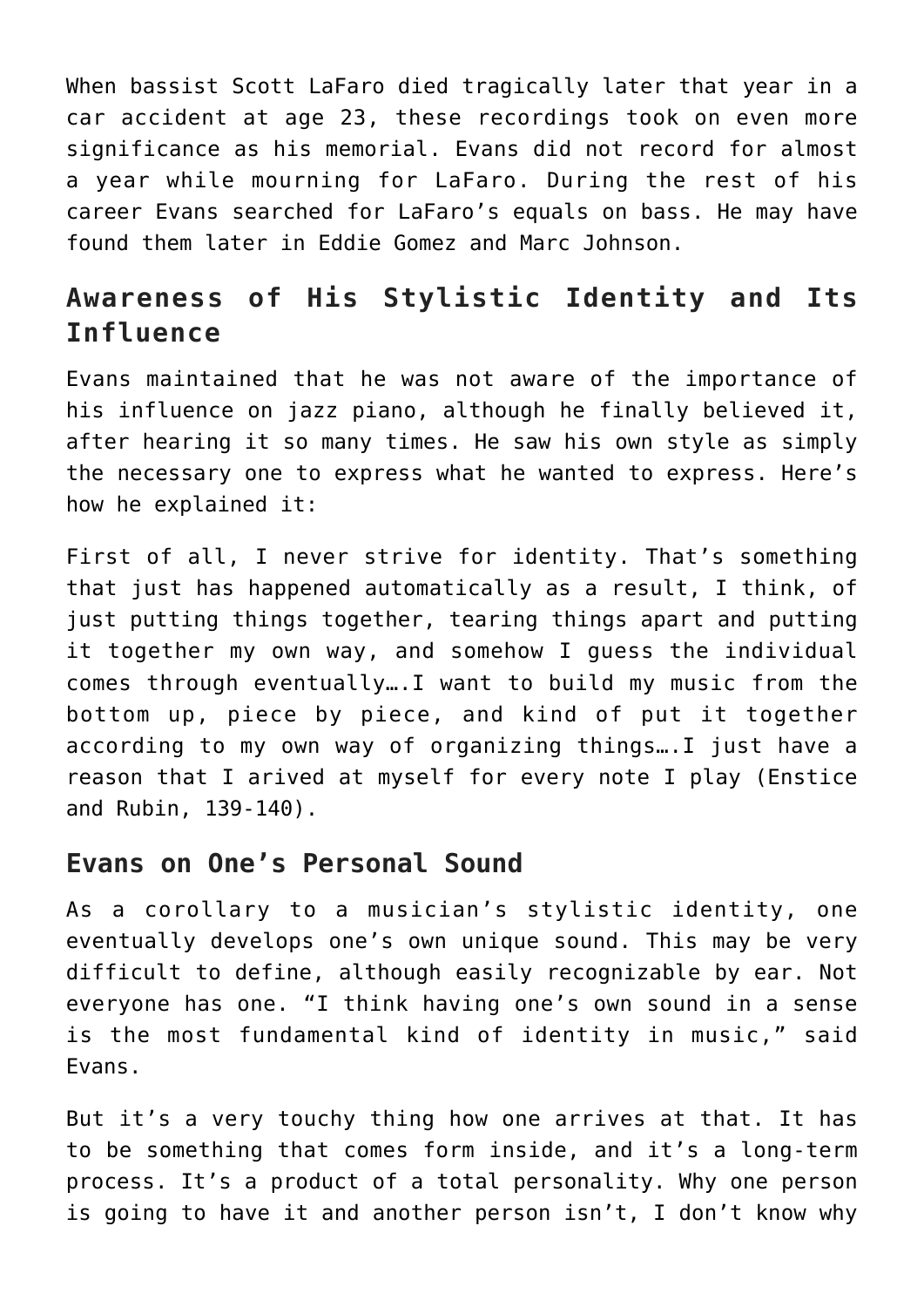When bassist Scott LaFaro died tragically later that year in a car accident at age 23, these recordings took on even more significance as his memorial. Evans did not record for almost a year while mourning for LaFaro. During the rest of his career Evans searched for LaFaro's equals on bass. He may have found them later in Eddie Gomez and Marc Johnson.

## Awareness of His Stylistic Identity and Its Influence

Evans maintained that he was not aware of the importance of his influence on jazz piano, although he finally believed it, after hearing it so many times. He saw his own style as simply the necessary one to express what he wanted to express. Here's how he explained it:

First of all, I never strive for identity. That's something that just has happened automatically as a result, I think, of just putting things together, tearing things apart and putting it together my own way, and somehow I guess the individual comes through eventually….I want to build my music from the bottom up, piece by piece, and kind of put it together according to my own way of organizing things….I just have a reason that I arived at myself for every note I play (Enstice and Rubin, 139-140).

## Evans on One's Personal Sound

As a corollary to a musician's stylistic identity, one eventually develops one's own unique sound. This may be very difficult to define, although easily recognizable by ear. Not everyone has one. "I think having one's own sound in a sense is the most fundamental kind of identity in music," said Evans.

But it's a very touchy thing how one arrives at that. It has to be something that comes form inside, and it's a long-term process. It's a product of a total personality. Why one person is going to have it and another person isn't, I don't know why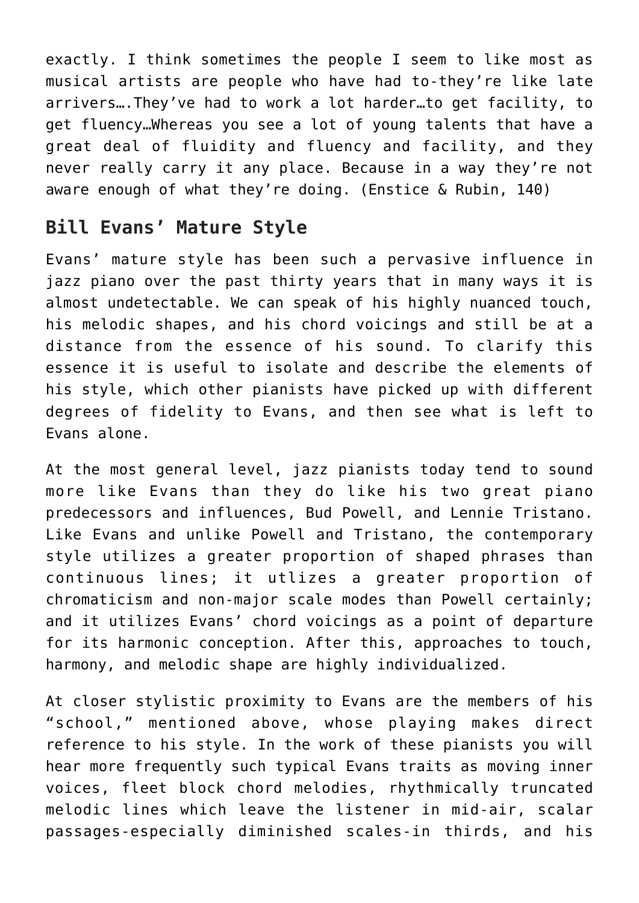exactly. I think sometimes the people I seem to like most as musical artists are people who have had to-they're like late arrivers….They've had to work a lot harder…to get facility, to get fluency…Whereas you see a lot of young talents that have a great deal of fluidity and fluency and facility, and they never really carry it any place. Because in a way they're not aware enough of what they're doing. (Enstice & Rubin, 140)

## Bill Evans' Mature Style

Evans' mature style has been such a pervasive influence in jazz piano over the past thirty years that in many ways it is almost undetectable. We can speak of his highly nuanced touch, his melodic shapes, and his chord voicings and still be at a distance from the essence of his sound. To clarify this essence it is useful to isolate and describe the elements of his style, which other pianists have picked up with different degrees of fidelity to Evans, and then see what is left to Evans alone.

At the most general level, jazz pianists today tend to sound more like Evans than they do like his two great piano predecessors and influences, Bud Powell, and Lennie Tristano. Like Evans and unlike Powell and Tristano, the contemporary style utilizes a greater proportion of shaped phrases than continuous lines; it utlizes a greater proportion of chromaticism and non-major scale modes than Powell certainly; and it utilizes Evans' chord voicings as a point of departure for its harmonic conception. After this, approaches to touch, harmony, and melodic shape are highly individualized.

At closer stylistic proximity to Evans are the members of his "school," mentioned above, whose playing makes direct reference to his style. In the work of these pianists you will hear more frequently such typical Evans traits as moving inner voices, fleet block chord melodies, rhythmically truncated melodic lines which leave the listener in mid-air, scalar passages-especially diminished scales-in thirds, and his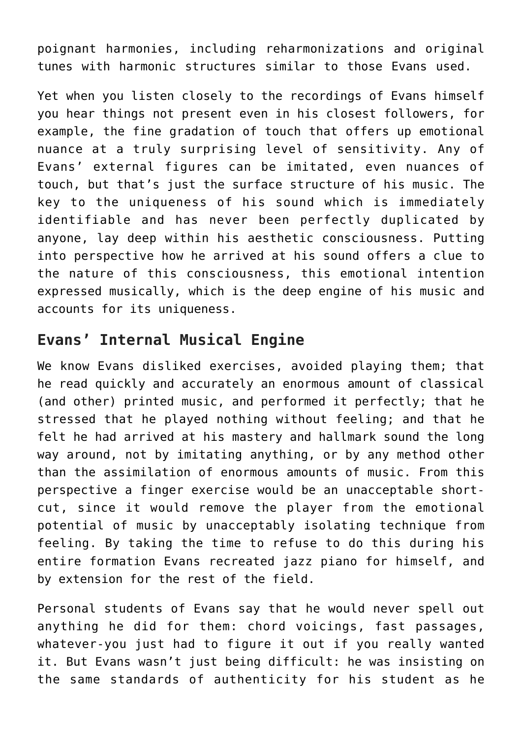poignant harmonies, including reharmonizations and original tunes with harmonic structures similar to those Evans used.

Yet when you listen closely to the recordings of Evans himself you hear things not present even in his closest followers, for example, the fine gradation of touch that offers up emotional nuance at a truly surprising level of sensitivity. Any of Evans' external figures can be imitated, even nuances of touch, but that's just the surface structure of his music. The key to the uniqueness of his sound which is immediately identifiable and has never been perfectly duplicated by anyone, lay deep within his aesthetic consciousness. Putting into perspective how he arrived at his sound offers a clue to the nature of this consciousness, this emotional intention expressed musically, which is the deep engine of his music and accounts for its uniqueness.

## Evans' Internal Musical Engine

We know Evans disliked exercises, avoided playing them; that he read quickly and accurately an enormous amount of classical (and other) printed music, and performed it perfectly; that he stressed that he played nothing without feeling; and that he felt he had arrived at his mastery and hallmark sound the long way around, not by imitating anything, or by any method other than the assimilation of enormous amounts of music. From this perspective a finger exercise would be an unacceptable short-cut, since it would remove the player from the emotional potential of music by unacceptably isolating technique from feeling. By taking the time to refuse to do this during his entire formation Evans recreated jazz piano for himself, and by extension for the rest of the field.

Personal students of Evans say that he would never spell out anything he did for them: chord voicings, fast passages, whatever-you just had to figure it out if you really wanted it. But Evans wasn't just being difficult: he was insisting on the same standards of authenticity for his student as he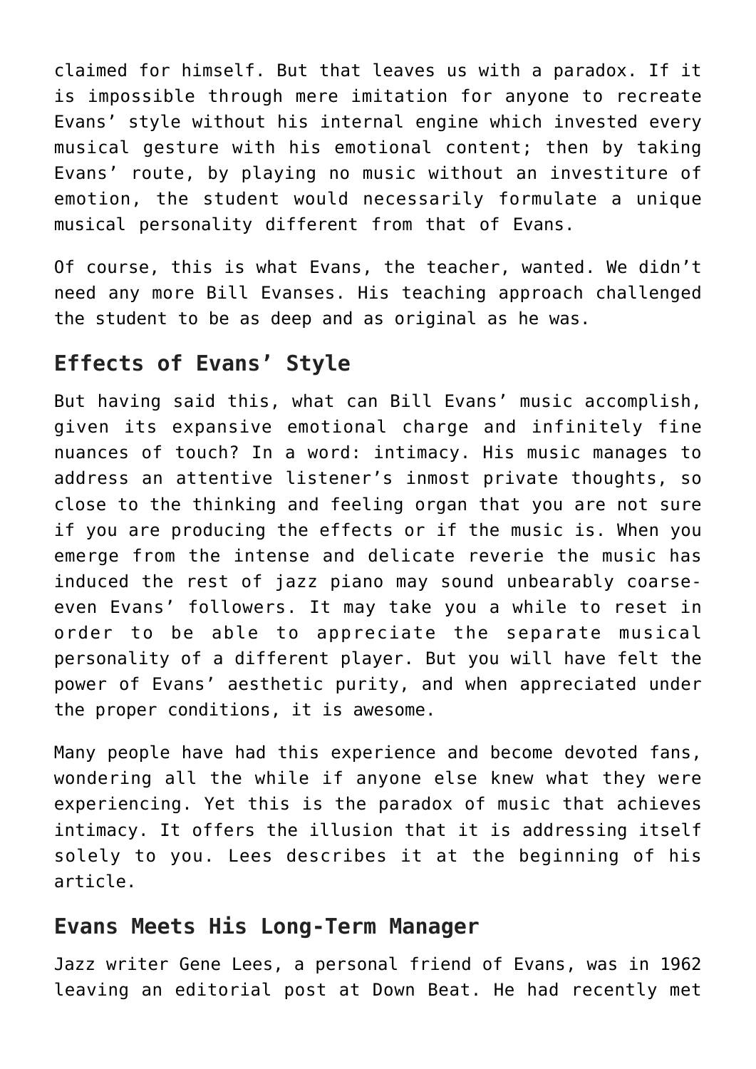claimed for himself. But that leaves us with a paradox. If it is impossible through mere imitation for anyone to recreate Evans' style without his internal engine which invested every musical gesture with his emotional content; then by taking Evans' route, by playing no music without an investiture of emotion, the student would necessarily formulate a unique musical personality different from that of Evans.

Of course, this is what Evans, the teacher, wanted. We didn't need any more Bill Evanses. His teaching approach challenged the student to be as deep and as original as he was.

## Effects of Evans' Style

But having said this, what can Bill Evans' music accomplish, given its expansive emotional charge and infinitely fine nuances of touch? In a word: intimacy. His music manages to address an attentive listener's inmost private thoughts, so close to the thinking and feeling organ that you are not sure if you are producing the effects or if the music is. When you emerge from the intense and delicate reverie the music has induced the rest of jazz piano may sound unbearably coarse- even Evans' followers. It may take you a while to reset in order to be able to appreciate the separate musical personality of a different player. But you will have felt the power of Evans' aesthetic purity, and when appreciated under the proper conditions, it is awesome.

Many people have had this experience and become devoted fans, wondering all the while if anyone else knew what they were experiencing. Yet this is the paradox of music that achieves intimacy. It offers the illusion that it is addressing itself solely to you. Lees describes it at the beginning of his article.

## Evans Meets His Long-Term Manager

Jazz writer Gene Lees, a personal friend of Evans, was in 1962 leaving an editorial post at Down Beat. He had recently met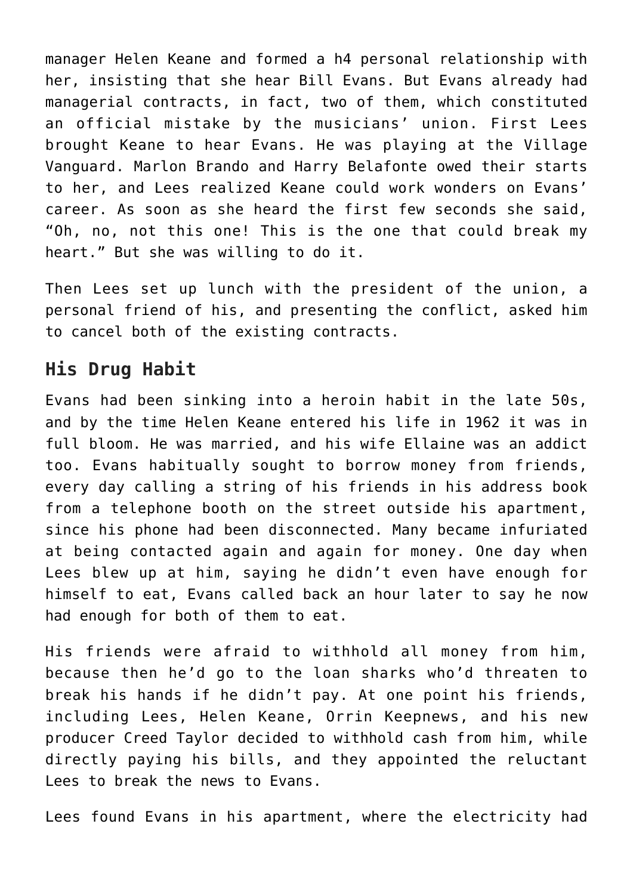manager Helen Keane and formed a h4 personal relationship with her, insisting that she hear Bill Evans. But Evans already had managerial contracts, in fact, two of them, which constituted an official mistake by the musicians' union. First Lees brought Keane to hear Evans. He was playing at the Village Vanguard. Marlon Brando and Harry Belafonte owed their starts to her, and Lees realized Keane could work wonders on Evans' career. As soon as she heard the first few seconds she said, "Oh, no, not this one! This is the one that could break my heart." But she was willing to do it.

Then Lees set up lunch with the president of the union, a personal friend of his, and presenting the conflict, asked him to cancel both of the existing contracts.

## His Drug Habit

Evans had been sinking into a heroin habit in the late 50s, and by the time Helen Keane entered his life in 1962 it was in full bloom. He was married, and his wife Ellaine was an addict too. Evans habitually sought to borrow money from friends, every day calling a string of his friends in his address book from a telephone booth on the street outside his apartment, since his phone had been disconnected. Many became infuriated at being contacted again and again for money. One day when Lees blew up at him, saying he didn't even have enough for himself to eat, Evans called back an hour later to say he now had enough for both of them to eat.

His friends were afraid to withhold all money from him, because then he'd go to the loan sharks who'd threaten to break his hands if he didn't pay. At one point his friends, including Lees, Helen Keane, Orrin Keepnews, and his new producer Creed Taylor decided to withhold cash from him, while directly paying his bills, and they appointed the reluctant Lees to break the news to Evans.

Lees found Evans in his apartment, where the electricity had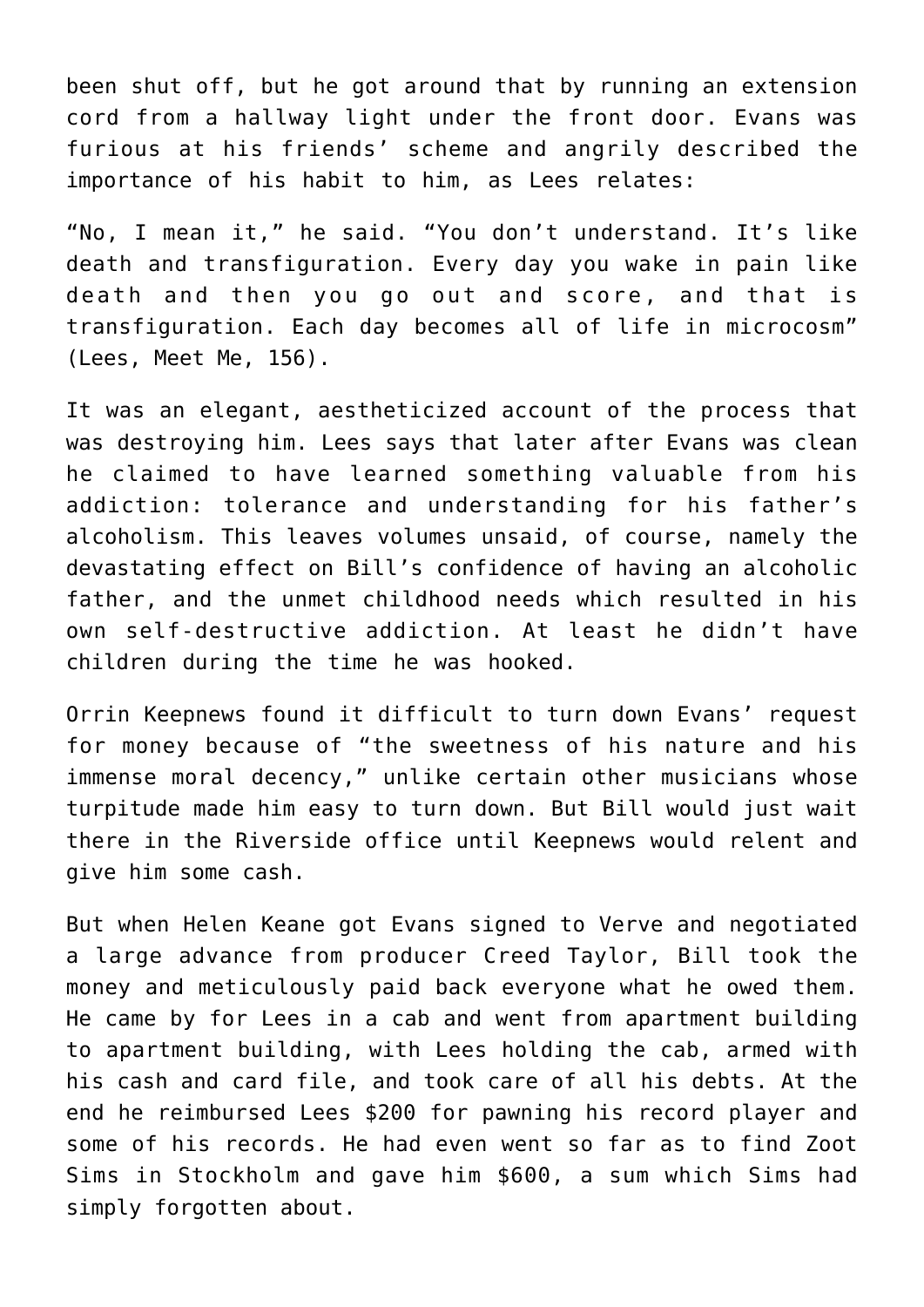been shut off, but he got around that by running an extension cord from a hallway light under the front door. Evans was furious at his friends' scheme and angrily described the importance of his habit to him, as Lees relates:

"No, I mean it," he said. "You don't understand. It's like death and transfiguration. Every day you wake in pain like death and then you go out and score, and that is transfiguration. Each day becomes all of life in microcosm" (Lees, Meet Me, 156).

It was an elegant, aestheticized account of the process that was destroying him. Lees says that later after Evans was clean he claimed to have learned something valuable from his addiction: tolerance and understanding for his father's alcoholism. This leaves volumes unsaid, of course, namely the devastating effect on Bill's confidence of having an alcoholic father, and the unmet childhood needs which resulted in his own self-destructive addiction. At least he didn't have children during the time he was hooked.

Orrin Keepnews found it difficult to turn down Evans' request for money because of "the sweetness of his nature and his immense moral decency," unlike certain other musicians whose turpitude made him easy to turn down. But Bill would just wait there in the Riverside office until Keepnews would relent and give him some cash.

But when Helen Keane got Evans signed to Verve and negotiated a large advance from producer Creed Taylor, Bill took the money and meticulously paid back everyone what he owed them. He came by for Lees in a cab and went from apartment building to apartment building, with Lees holding the cab, armed with his cash and card file, and took care of all his debts. At the end he reimbursed Lees $200 for pawning his record player and some of his records. He had even went so far as to find Zoot Sims in Stockholm and gave him $600, a sum which Sims had simply forgotten about.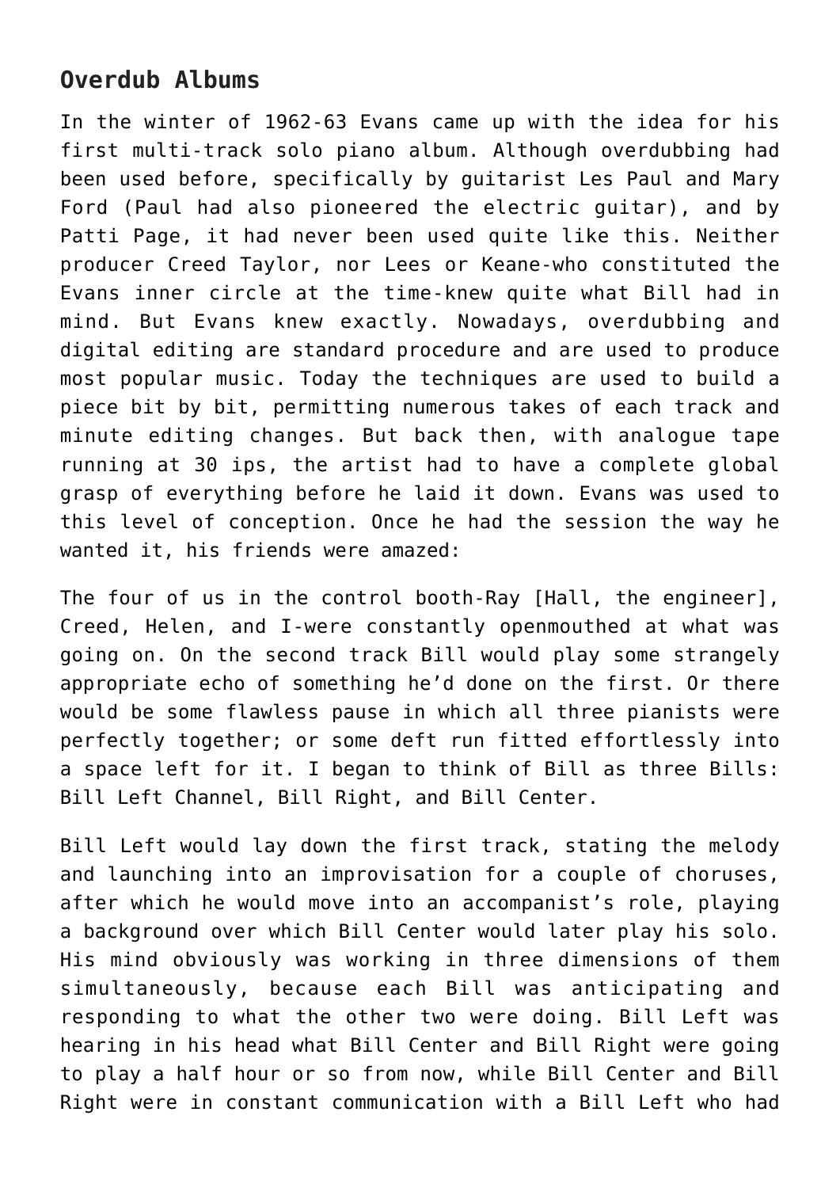## Overdub Albums

In the winter of 1962-63 Evans came up with the idea for his first multi-track solo piano album. Although overdubbing had been used before, specifically by guitarist Les Paul and Mary Ford (Paul had also pioneered the electric guitar), and by Patti Page, it had never been used quite like this. Neither producer Creed Taylor, nor Lees or Keane-who constituted the Evans inner circle at the time-knew quite what Bill had in mind. But Evans knew exactly. Nowadays, overdubbing and digital editing are standard procedure and are used to produce most popular music. Today the techniques are used to build a piece bit by bit, permitting numerous takes of each track and minute editing changes. But back then, with analogue tape running at 30 ips, the artist had to have a complete global grasp of everything before he laid it down. Evans was used to this level of conception. Once he had the session the way he wanted it, his friends were amazed:

The four of us in the control booth-Ray [Hall, the engineer], Creed, Helen, and I-were constantly openmouthed at what was going on. On the second track Bill would play some strangely appropriate echo of something he'd done on the first. Or there would be some flawless pause in which all three pianists were perfectly together; or some deft run fitted effortlessly into a space left for it. I began to think of Bill as three Bills: Bill Left Channel, Bill Right, and Bill Center.

Bill Left would lay down the first track, stating the melody and launching into an improvisation for a couple of choruses, after which he would move into an accompanist's role, playing a background over which Bill Center would later play his solo. His mind obviously was working in three dimensions of them simultaneously, because each Bill was anticipating and responding to what the other two were doing. Bill Left was hearing in his head what Bill Center and Bill Right were going to play a half hour or so from now, while Bill Center and Bill Right were in constant communication with a Bill Left who had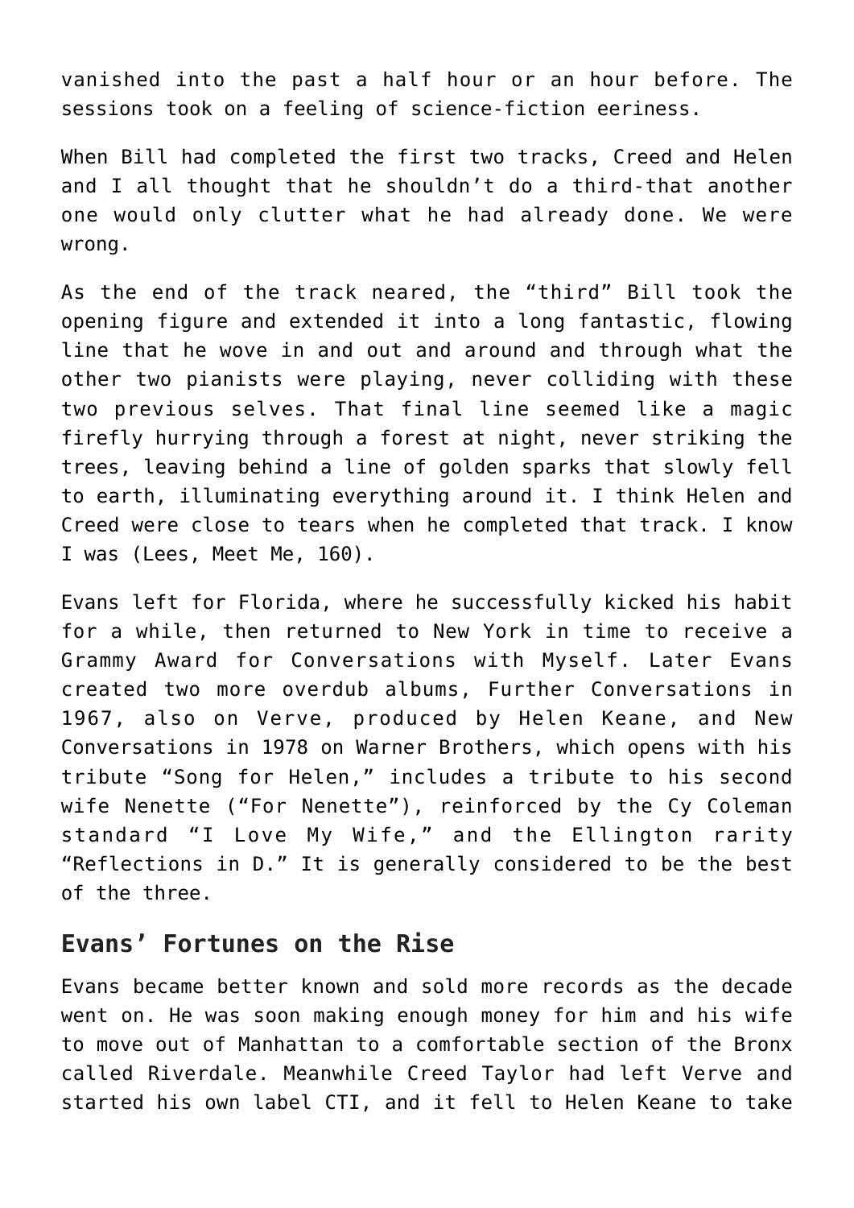vanished into the past a half hour or an hour before. The sessions took on a feeling of science-fiction eeriness.

When Bill had completed the first two tracks, Creed and Helen and I all thought that he shouldn't do a third-that another one would only clutter what he had already done. We were wrong.

As the end of the track neared, the "third" Bill took the opening figure and extended it into a long fantastic, flowing line that he wove in and out and around and through what the other two pianists were playing, never colliding with these two previous selves. That final line seemed like a magic firefly hurrying through a forest at night, never striking the trees, leaving behind a line of golden sparks that slowly fell to earth, illuminating everything around it. I think Helen and Creed were close to tears when he completed that track. I know I was (Lees, Meet Me, 160).

Evans left for Florida, where he successfully kicked his habit for a while, then returned to New York in time to receive a Grammy Award for Conversations with Myself. Later Evans created two more overdub albums, Further Conversations in 1967, also on Verve, produced by Helen Keane, and New Conversations in 1978 on Warner Brothers, which opens with his tribute "Song for Helen," includes a tribute to his second wife Nenette ("For Nenette"), reinforced by the Cy Coleman standard "I Love My Wife," and the Ellington rarity "Reflections in D." It is generally considered to be the best of the three.

## Evans' Fortunes on the Rise

Evans became better known and sold more records as the decade went on. He was soon making enough money for him and his wife to move out of Manhattan to a comfortable section of the Bronx called Riverdale. Meanwhile Creed Taylor had left Verve and started his own label CTI, and it fell to Helen Keane to take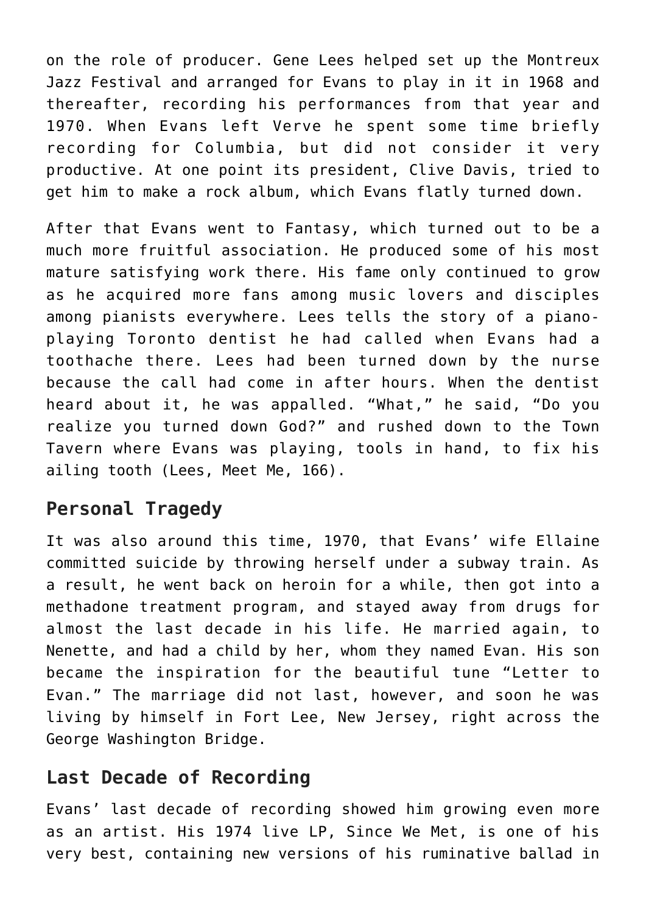on the role of producer. Gene Lees helped set up the Montreux Jazz Festival and arranged for Evans to play in it in 1968 and thereafter, recording his performances from that year and 1970. When Evans left Verve he spent some time briefly recording for Columbia, but did not consider it very productive. At one point its president, Clive Davis, tried to get him to make a rock album, which Evans flatly turned down.

After that Evans went to Fantasy, which turned out to be a much more fruitful association. He produced some of his most mature satisfying work there. His fame only continued to grow as he acquired more fans among music lovers and disciples among pianists everywhere. Lees tells the story of a piano-playing Toronto dentist he had called when Evans had a toothache there. Lees had been turned down by the nurse because the call had come in after hours. When the dentist heard about it, he was appalled. "What," he said, "Do you realize you turned down God?" and rushed down to the Town Tavern where Evans was playing, tools in hand, to fix his ailing tooth (Lees, Meet Me, 166).

## Personal Tragedy

It was also around this time, 1970, that Evans' wife Ellaine committed suicide by throwing herself under a subway train. As a result, he went back on heroin for a while, then got into a methadone treatment program, and stayed away from drugs for almost the last decade in his life. He married again, to Nenette, and had a child by her, whom they named Evan. His son became the inspiration for the beautiful tune "Letter to Evan." The marriage did not last, however, and soon he was living by himself in Fort Lee, New Jersey, right across the George Washington Bridge.

## Last Decade of Recording

Evans' last decade of recording showed him growing even more as an artist. His 1974 live LP, Since We Met, is one of his very best, containing new versions of his ruminative ballad in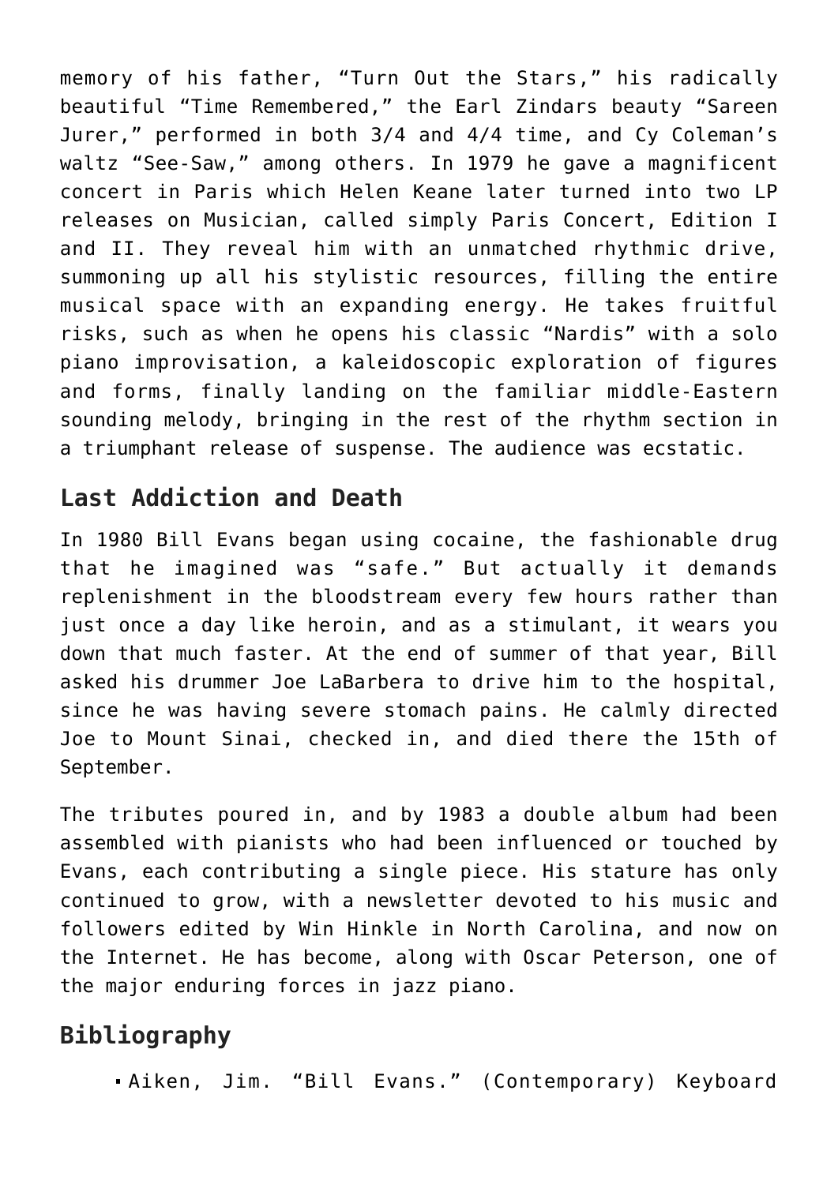memory of his father, "Turn Out the Stars," his radically beautiful "Time Remembered," the Earl Zindars beauty "Sareen Jurer," performed in both 3/4 and 4/4 time, and Cy Coleman's waltz "See-Saw," among others. In 1979 he gave a magnificent concert in Paris which Helen Keane later turned into two LP releases on Musician, called simply Paris Concert, Edition I and II. They reveal him with an unmatched rhythmic drive, summoning up all his stylistic resources, filling the entire musical space with an expanding energy. He takes fruitful risks, such as when he opens his classic "Nardis" with a solo piano improvisation, a kaleidoscopic exploration of figures and forms, finally landing on the familiar middle-Eastern sounding melody, bringing in the rest of the rhythm section in a triumphant release of suspense. The audience was ecstatic.

## Last Addiction and Death

In 1980 Bill Evans began using cocaine, the fashionable drug that he imagined was "safe." But actually it demands replenishment in the bloodstream every few hours rather than just once a day like heroin, and as a stimulant, it wears you down that much faster. At the end of summer of that year, Bill asked his drummer Joe LaBarbera to drive him to the hospital, since he was having severe stomach pains. He calmly directed Joe to Mount Sinai, checked in, and died there the 15th of September.

The tributes poured in, and by 1983 a double album had been assembled with pianists who had been influenced or touched by Evans, each contributing a single piece. His stature has only continued to grow, with a newsletter devoted to his music and followers edited by Win Hinkle in North Carolina, and now on the Internet. He has become, along with Oscar Peterson, one of the major enduring forces in jazz piano.

## Bibliography

- Aiken, Jim. "Bill Evans." (Contemporary) Keyboard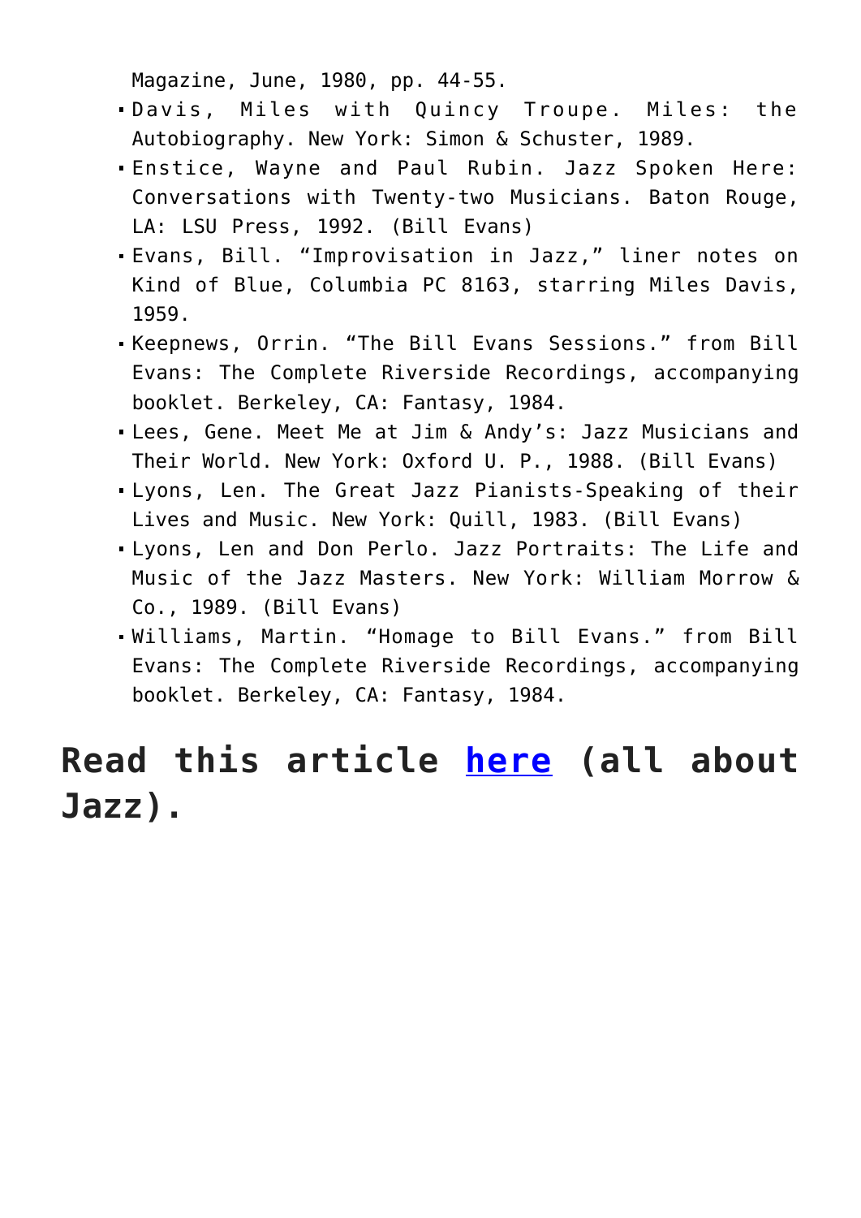Magazine, June, 1980, pp. 44-55.

- Davis, Miles with Quincy Troupe. Miles: the Autobiography. New York: Simon & Schuster, 1989.
- Enstice, Wayne and Paul Rubin. Jazz Spoken Here: Conversations with Twenty-two Musicians. Baton Rouge, LA: LSU Press, 1992. (Bill Evans)
- Evans, Bill. "Improvisation in Jazz," liner notes on Kind of Blue, Columbia PC 8163, starring Miles Davis, 1959.
- Keepnews, Orrin. "The Bill Evans Sessions." from Bill Evans: The Complete Riverside Recordings, accompanying booklet. Berkeley, CA: Fantasy, 1984.
- Lees, Gene. Meet Me at Jim & Andy's: Jazz Musicians and Their World. New York: Oxford U. P., 1988. (Bill Evans)
- Lyons, Len. The Great Jazz Pianists-Speaking of their Lives and Music. New York: Quill, 1983. (Bill Evans)
- Lyons, Len and Don Perlo. Jazz Portraits: The Life and Music of the Jazz Masters. New York: William Morrow & Co., 1989. (Bill Evans)
- Williams, Martin. "Homage to Bill Evans." from Bill Evans: The Complete Riverside Recordings, accompanying booklet. Berkeley, CA: Fantasy, 1984.

## Read this article here (all about Jazz).